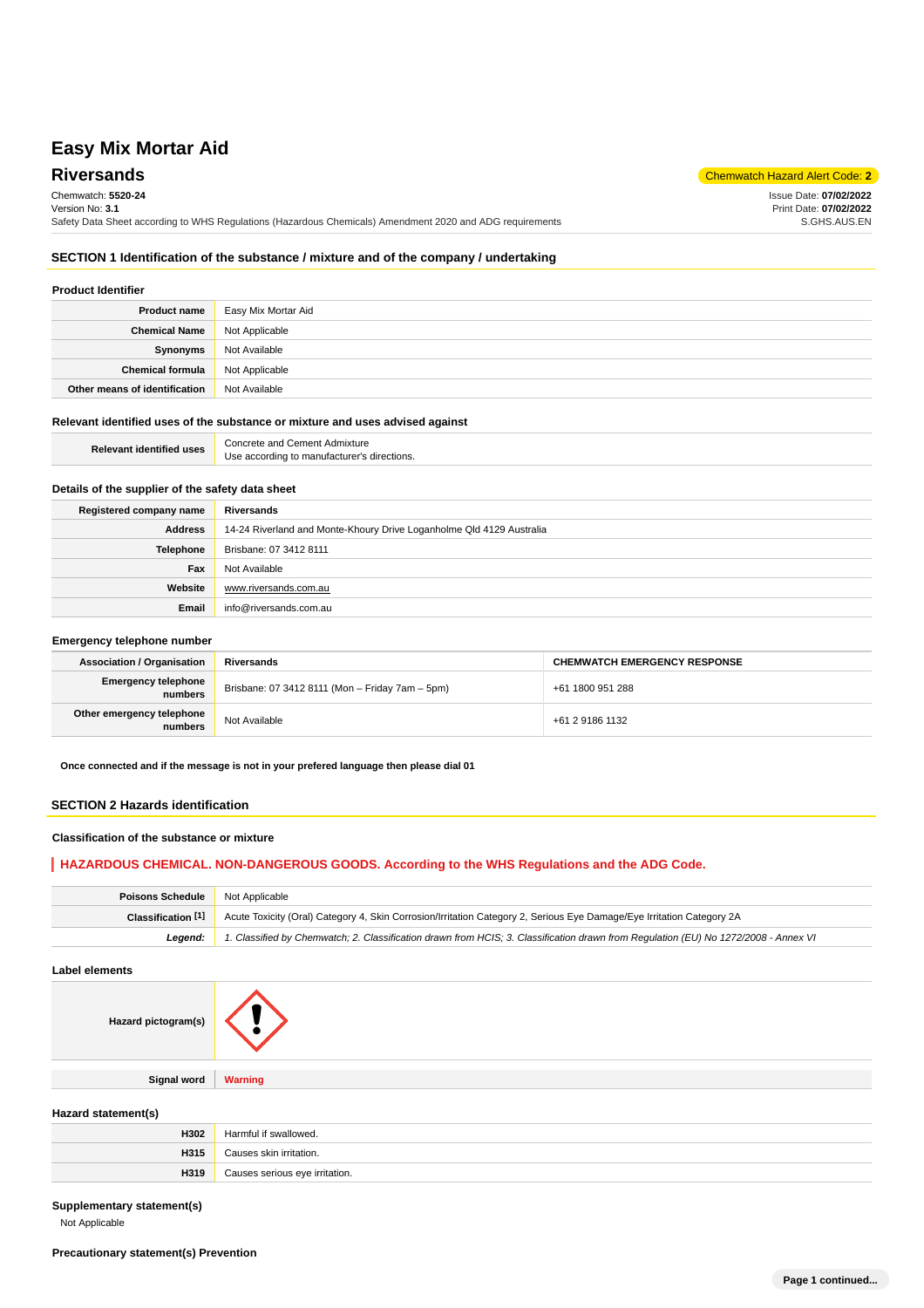# Easy Mix Mortar Aid

## Riversands

Chemwatch Hazard Alert Code: **2**

Chemwatch: **5520-24**
Version No: **3.1**
Safety Data Sheet according to WHS Regulations (Hazardous Chemicals) Amendment 2020 and ADG requirements

Issue Date: **07/02/2022**
Print Date: **07/02/2022**
S.GHS.AUS.EN

## SECTION 1 Identification of the substance / mixture and of the company / undertaking

### Product Identifier

| | |
|---|---|
| **Product name** | Easy Mix Mortar Aid |
| **Chemical Name** | Not Applicable |
| **Synonyms** | Not Available |
| **Chemical formula** | Not Applicable |
| **Other means of identification** | Not Available |

### Relevant identified uses of the substance or mixture and uses advised against

| | |
|---|---|
| **Relevant identified uses** | Concrete and Cement Admixture<br>Use according to manufacturer's directions. |

### Details of the supplier of the safety data sheet

| | |
|---|---|
| **Registered company name** | **Riversands** |
| **Address** | 14-24 Riverland and Monte-Khoury Drive Loganholme Qld 4129 Australia |
| **Telephone** | Brisbane: 07 3412 8111 |
| **Fax** | Not Available |
| **Website** | www.riversands.com.au |
| **Email** | info@riversands.com.au |

### Emergency telephone number

| **Association / Organisation** | **Riversands** | **CHEMWATCH EMERGENCY RESPONSE** |
|---|---|---|
| **Emergency telephone numbers** | Brisbane: 07 3412 8111 (Mon – Friday 7am – 5pm) | +61 1800 951 288 |
| **Other emergency telephone numbers** | Not Available | +61 2 9186 1132 |

**Once connected and if the message is not in your prefered language then please dial 01**

## SECTION 2 Hazards identification

### Classification of the substance or mixture

**HAZARDOUS CHEMICAL. NON-DANGEROUS GOODS. According to the WHS Regulations and the ADG Code.**

| | |
|---|---|
| **Poisons Schedule** | Not Applicable |
| **Classification [1]** | Acute Toxicity (Oral) Category 4, Skin Corrosion/Irritation Category 2, Serious Eye Damage/Eye Irritation Category 2A |
| ***Legend:*** | *1. Classified by Chemwatch; 2. Classification drawn from HCIS; 3. Classification drawn from Regulation (EU) No 1272/2008 - Annex VI* |

### Label elements

| | |
|---|---|
| **Hazard pictogram(s)** | |
| **Signal word** | **Warning** |

### Hazard statement(s)

| | |
|---|---|
| **H302** | Harmful if swallowed. |
| **H315** | Causes skin irritation. |
| **H319** | Causes serious eye irritation. |

### Supplementary statement(s)

Not Applicable

### Precautionary statement(s) Prevention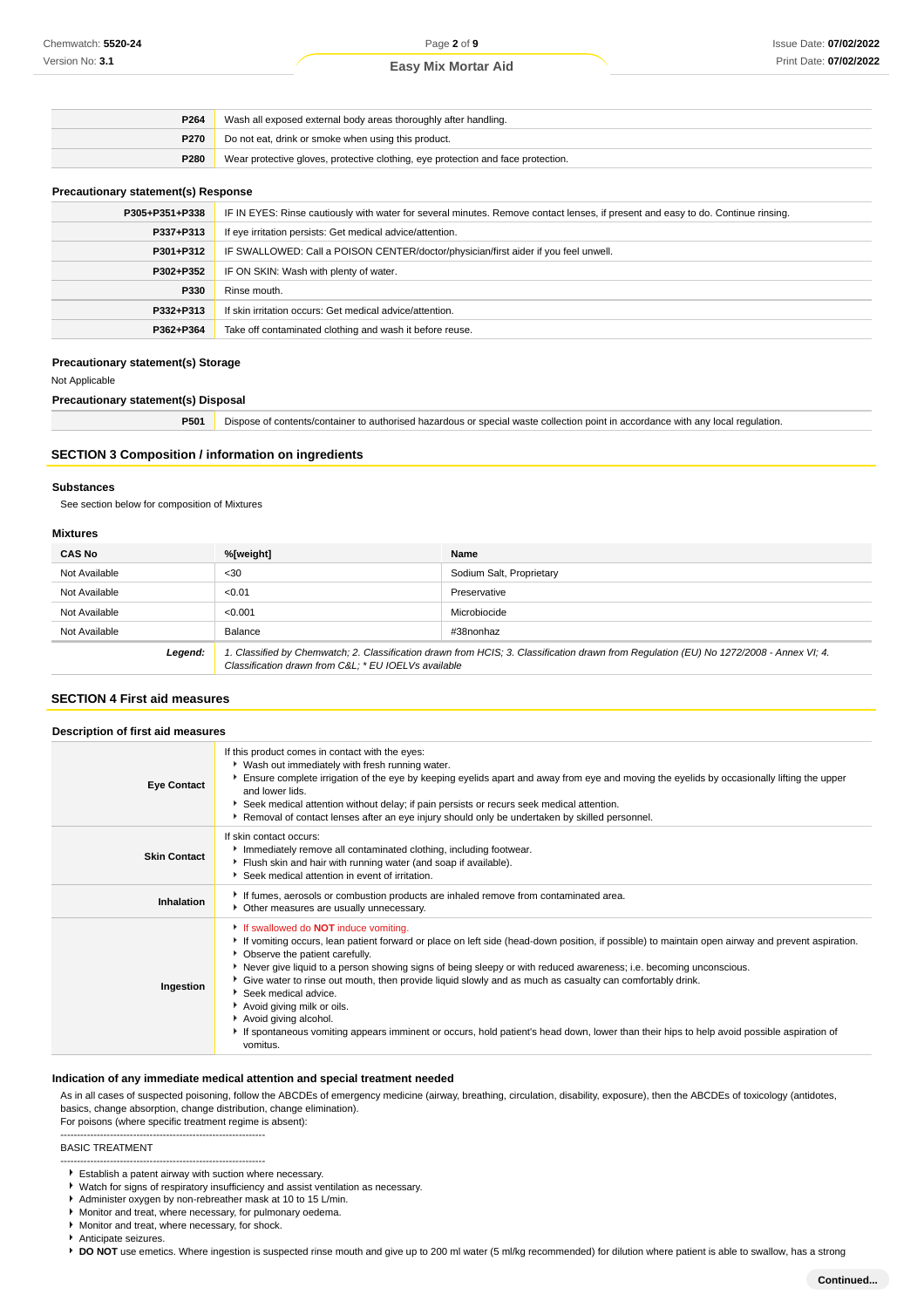| | |
|---|---|
| **P264** | Wash all exposed external body areas thoroughly after handling. |
| **P270** | Do not eat, drink or smoke when using this product. |
| **P280** | Wear protective gloves, protective clothing, eye protection and face protection. |

### Precautionary statement(s) Response

| | |
|---|---|
| **P305+P351+P338** | IF IN EYES: Rinse cautiously with water for several minutes. Remove contact lenses, if present and easy to do. Continue rinsing. |
| **P337+P313** | If eye irritation persists: Get medical advice/attention. |
| **P301+P312** | IF SWALLOWED: Call a POISON CENTER/doctor/physician/first aider if you feel unwell. |
| **P302+P352** | IF ON SKIN: Wash with plenty of water. |
| **P330** | Rinse mouth. |
| **P332+P313** | If skin irritation occurs: Get medical advice/attention. |
| **P362+P364** | Take off contaminated clothing and wash it before reuse. |

### Precautionary statement(s) Storage

Not Applicable

### Precautionary statement(s) Disposal

| | |
|---|---|
| **P501** | Dispose of contents/container to authorised hazardous or special waste collection point in accordance with any local regulation. |

## SECTION 3 Composition / information on ingredients

### Substances

See section below for composition of Mixtures

### Mixtures

| CAS No | %[weight] | Name |
|---|---|---|
| Not Available | <30 | Sodium Salt, Proprietary |
| Not Available | <0.01 | Preservative |
| Not Available | <0.001 | Microbiocide |
| Not Available | Balance | #38nonhaz |
| ***Legend:*** | *1. Classified by Chemwatch; 2. Classification drawn from HCIS; 3. Classification drawn from Regulation (EU) No 1272/2008 - Annex VI; 4. Classification drawn from C&L; * EU IOELVs available* | |

## SECTION 4 First aid measures

### Description of first aid measures

| | |
|---|---|
| **Eye Contact** | If this product comes in contact with the eyes:<br>▸ Wash out immediately with fresh running water.<br>▸ Ensure complete irrigation of the eye by keeping eyelids apart and away from eye and moving the eyelids by occasionally lifting the upper and lower lids.<br>▸ Seek medical attention without delay; if pain persists or recurs seek medical attention.<br>▸ Removal of contact lenses after an eye injury should only be undertaken by skilled personnel. |
| **Skin Contact** | If skin contact occurs:<br>▸ Immediately remove all contaminated clothing, including footwear.<br>▸ Flush skin and hair with running water (and soap if available).<br>▸ Seek medical attention in event of irritation. |
| **Inhalation** | ▸ If fumes, aerosols or combustion products are inhaled remove from contaminated area.<br>▸ Other measures are usually unnecessary. |
| **Ingestion** | ▸ If swallowed do **NOT** induce vomiting.<br>▸ If vomiting occurs, lean patient forward or place on left side (head-down position, if possible) to maintain open airway and prevent aspiration.<br>▸ Observe the patient carefully.<br>▸ Never give liquid to a person showing signs of being sleepy or with reduced awareness; i.e. becoming unconscious.<br>▸ Give water to rinse out mouth, then provide liquid slowly and as much as casualty can comfortably drink.<br>▸ Seek medical advice.<br>▸ Avoid giving milk or oils.<br>▸ Avoid giving alcohol.<br>▸ If spontaneous vomiting appears imminent or occurs, hold patient's head down, lower than their hips to help avoid possible aspiration of vomitus. |

### Indication of any immediate medical attention and special treatment needed

As in all cases of suspected poisoning, follow the ABCDEs of emergency medicine (airway, breathing, circulation, disability, exposure), then the ABCDEs of toxicology (antidotes, basics, change absorption, change distribution, change elimination).
For poisons (where specific treatment regime is absent):

--------------------------------------------------------------
BASIC TREATMENT
--------------------------------------------------------------

- Establish a patent airway with suction where necessary.
- Watch for signs of respiratory insufficiency and assist ventilation as necessary.
- Administer oxygen by non-rebreather mask at 10 to 15 L/min.
- Monitor and treat, where necessary, for pulmonary oedema.
- Monitor and treat, where necessary, for shock.
- Anticipate seizures.
- **DO NOT** use emetics. Where ingestion is suspected rinse mouth and give up to 200 ml water (5 ml/kg recommended) for dilution where patient is able to swallow, has a strong

**Continued...**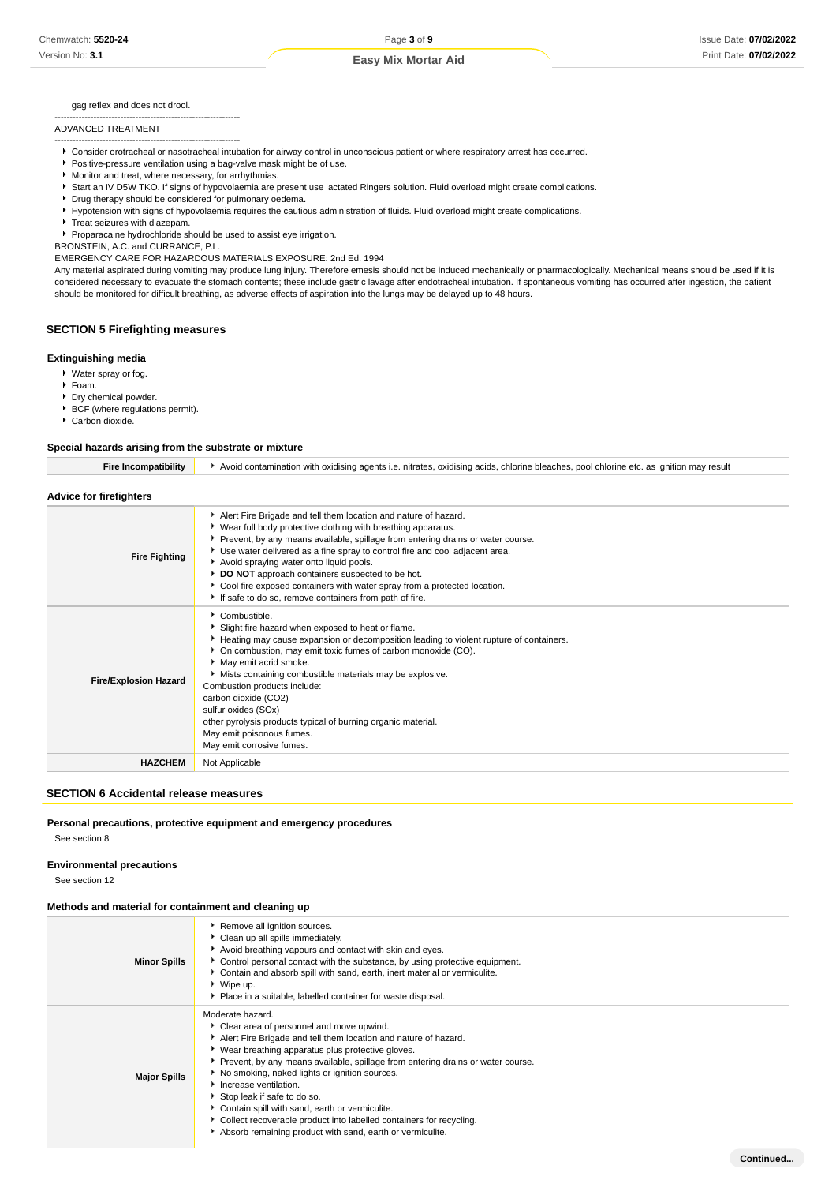gag reflex and does not drool.

---

ADVANCED TREATMENT

---

- Consider orotracheal or nasotracheal intubation for airway control in unconscious patient or where respiratory arrest has occurred.
- Positive-pressure ventilation using a bag-valve mask might be of use.
- Monitor and treat, where necessary, for arrhythmias.
- Start an IV D5W TKO. If signs of hypovolaemia are present use lactated Ringers solution. Fluid overload might create complications.
- Drug therapy should be considered for pulmonary oedema.
- Hypotension with signs of hypovolaemia requires the cautious administration of fluids. Fluid overload might create complications.
- Treat seizures with diazepam.
- Proparacaine hydrochloride should be used to assist eye irrigation.

BRONSTEIN, A.C. and CURRANCE, P.L.
EMERGENCY CARE FOR HAZARDOUS MATERIALS EXPOSURE: 2nd Ed. 1994

Any material aspirated during vomiting may produce lung injury. Therefore emesis should not be induced mechanically or pharmacologically. Mechanical means should be used if it is considered necessary to evacuate the stomach contents; these include gastric lavage after endotracheal intubation. If spontaneous vomiting has occurred after ingestion, the patient should be monitored for difficult breathing, as adverse effects of aspiration into the lungs may be delayed up to 48 hours.

## SECTION 5 Firefighting measures

### Extinguishing media

- Water spray or fog.
- Foam.
- Dry chemical powder.
- BCF (where regulations permit).
- Carbon dioxide.

### Special hazards arising from the substrate or mixture

| | |
|---|---|
| **Fire Incompatibility** | Avoid contamination with oxidising agents i.e. nitrates, oxidising acids, chlorine bleaches, pool chlorine etc. as ignition may result |

### Advice for firefighters

| | |
|---|---|
| **Fire Fighting** | Alert Fire Brigade and tell them location and nature of hazard.<br>Wear full body protective clothing with breathing apparatus.<br>Prevent, by any means available, spillage from entering drains or water course.<br>Use water delivered as a fine spray to control fire and cool adjacent area.<br>Avoid spraying water onto liquid pools.<br>**DO NOT** approach containers suspected to be hot.<br>Cool fire exposed containers with water spray from a protected location.<br>If safe to do so, remove containers from path of fire. |
| **Fire/Explosion Hazard** | Combustible.<br>Slight fire hazard when exposed to heat or flame.<br>Heating may cause expansion or decomposition leading to violent rupture of containers.<br>On combustion, may emit toxic fumes of carbon monoxide (CO).<br>May emit acrid smoke.<br>Mists containing combustible materials may be explosive.<br>Combustion products include:<br>carbon dioxide ($CO_2$)<br>sulfur oxides ($SO_x$)<br>other pyrolysis products typical of burning organic material.<br>May emit poisonous fumes.<br>May emit corrosive fumes. |
| **HAZCHEM** | Not Applicable |

## SECTION 6 Accidental release measures

### Personal precautions, protective equipment and emergency procedures

See section 8

### Environmental precautions

See section 12

### Methods and material for containment and cleaning up

| | |
|---|---|
| **Minor Spills** | Remove all ignition sources.<br>Clean up all spills immediately.<br>Avoid breathing vapours and contact with skin and eyes.<br>Control personal contact with the substance, by using protective equipment.<br>Contain and absorb spill with sand, earth, inert material or vermiculite.<br>Wipe up.<br>Place in a suitable, labelled container for waste disposal. |
| **Major Spills** | Moderate hazard.<br>Clear area of personnel and move upwind.<br>Alert Fire Brigade and tell them location and nature of hazard.<br>Wear breathing apparatus plus protective gloves.<br>Prevent, by any means available, spillage from entering drains or water course.<br>No smoking, naked lights or ignition sources.<br>Increase ventilation.<br>Stop leak if safe to do so.<br>Contain spill with sand, earth or vermiculite.<br>Collect recoverable product into labelled containers for recycling.<br>Absorb remaining product with sand, earth or vermiculite. |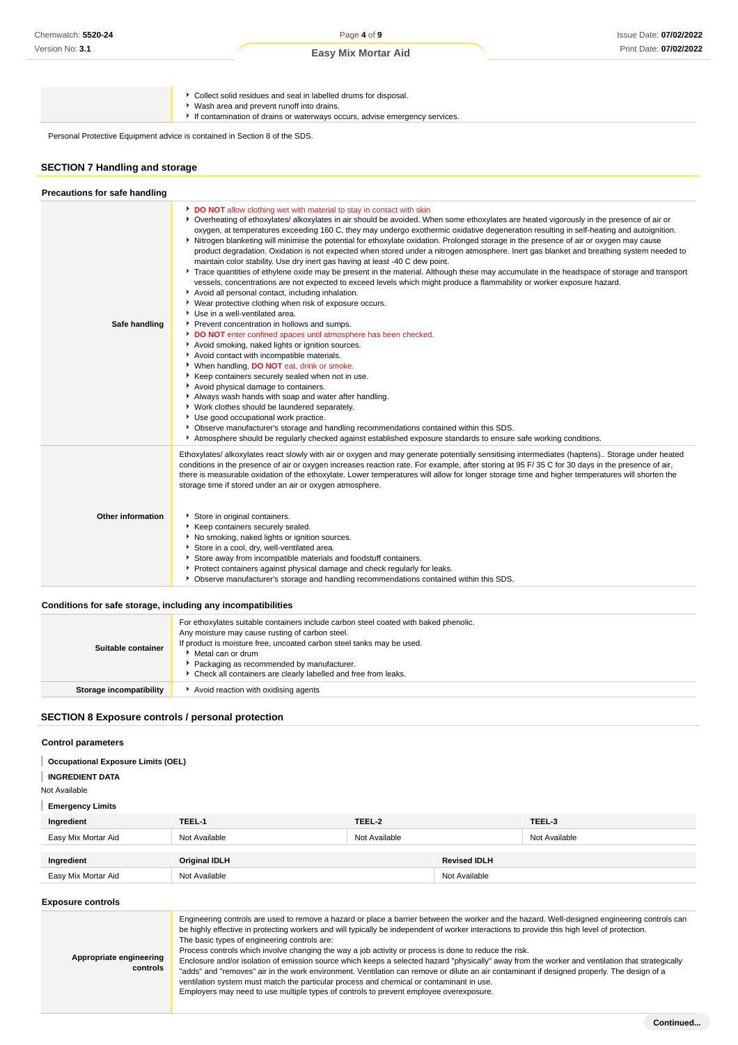| | |
|---|---|
| | - Collect solid residues and seal in labelled drums for disposal.<br>- Wash area and prevent runoff into drains.<br>- If contamination of drains or waterways occurs, advise emergency services. |

Personal Protective Equipment advice is contained in Section 8 of the SDS.

## SECTION 7 Handling and storage

### Precautions for safe handling

| | |
|---|---|
| **Safe handling** | - **DO NOT** allow clothing wet with material to stay in contact with skin<br>- Overheating of ethoxylates/ alkoxylates in air should be avoided. When some ethoxylates are heated vigorously in the presence of air or oxygen, at temperatures exceeding 160 C, they may undergo exothermic oxidative degeneration resulting in self-heating and autoignition.<br>- Nitrogen blanketing will minimise the potential for ethoxylate oxidation. Prolonged storage in the presence of air or oxygen may cause product degradation. Oxidation is not expected when stored under a nitrogen atmosphere. Inert gas blanket and breathing system needed to maintain color stability. Use dry inert gas having at least -40 C dew point.<br>- Trace quantities of ethylene oxide may be present in the material. Although these may accumulate in the headspace of storage and transport vessels, concentrations are not expected to exceed levels which might produce a flammability or worker exposure hazard.<br>- Avoid all personal contact, including inhalation.<br>- Wear protective clothing when risk of exposure occurs.<br>- Use in a well-ventilated area.<br>- Prevent concentration in hollows and sumps.<br>- **DO NOT** enter confined spaces until atmosphere has been checked.<br>- Avoid smoking, naked lights or ignition sources.<br>- Avoid contact with incompatible materials.<br>- When handling, **DO NOT** eat, drink or smoke.<br>- Keep containers securely sealed when not in use.<br>- Avoid physical damage to containers.<br>- Always wash hands with soap and water after handling.<br>- Work clothes should be laundered separately.<br>- Use good occupational work practice.<br>- Observe manufacturer's storage and handling recommendations contained within this SDS.<br>- Atmosphere should be regularly checked against established exposure standards to ensure safe working conditions. |
| **Other information** | Ethoxylates/ alkoxylates react slowly with air or oxygen and may generate potentially sensitising intermediates (haptens).. Storage under heated conditions in the presence of air or oxygen increases reaction rate. For example, after storing at 95 F/ 35 C for 30 days in the presence of air, there is measurable oxidation of the ethoxylate. Lower temperatures will allow for longer storage time and higher temperatures will shorten the storage time if stored under an air or oxygen atmosphere.<br><br>- Store in original containers.<br>- Keep containers securely sealed.<br>- No smoking, naked lights or ignition sources.<br>- Store in a cool, dry, well-ventilated area.<br>- Store away from incompatible materials and foodstuff containers.<br>- Protect containers against physical damage and check regularly for leaks.<br>- Observe manufacturer's storage and handling recommendations contained within this SDS. |

### Conditions for safe storage, including any incompatibilities

| | |
|---|---|
| **Suitable container** | For ethoxylates suitable containers include carbon steel coated with baked phenolic.<br>Any moisture may cause rusting of carbon steel.<br>If product is moisture free, uncoated carbon steel tanks may be used.<br>- Metal can or drum<br>- Packaging as recommended by manufacturer.<br>- Check all containers are clearly labelled and free from leaks. |
| **Storage incompatibility** | - Avoid reaction with oxidising agents |

## SECTION 8 Exposure controls / personal protection

### Control parameters

**Occupational Exposure Limits (OEL)**

**INGREDIENT DATA**

Not Available

**Emergency Limits**

| Ingredient | TEEL-1 | TEEL-2 | TEEL-3 |
|---|---|---|---|
| Easy Mix Mortar Aid | Not Available | Not Available | Not Available |

| Ingredient | Original IDLH | Revised IDLH |
|---|---|---|
| Easy Mix Mortar Aid | Not Available | Not Available |

### Exposure controls

| | |
|---|---|
| **Appropriate engineering controls** | Engineering controls are used to remove a hazard or place a barrier between the worker and the hazard. Well-designed engineering controls can be highly effective in protecting workers and will typically be independent of worker interactions to provide this high level of protection.<br>The basic types of engineering controls are:<br>Process controls which involve changing the way a job activity or process is done to reduce the risk.<br>Enclosure and/or isolation of emission source which keeps a selected hazard "physically" away from the worker and ventilation that strategically "adds" and "removes" air in the work environment. Ventilation can remove or dilute an air contaminant if designed properly. The design of a ventilation system must match the particular process and chemical or contaminant in use.<br>Employers may need to use multiple types of controls to prevent employee overexposure. |

Continued...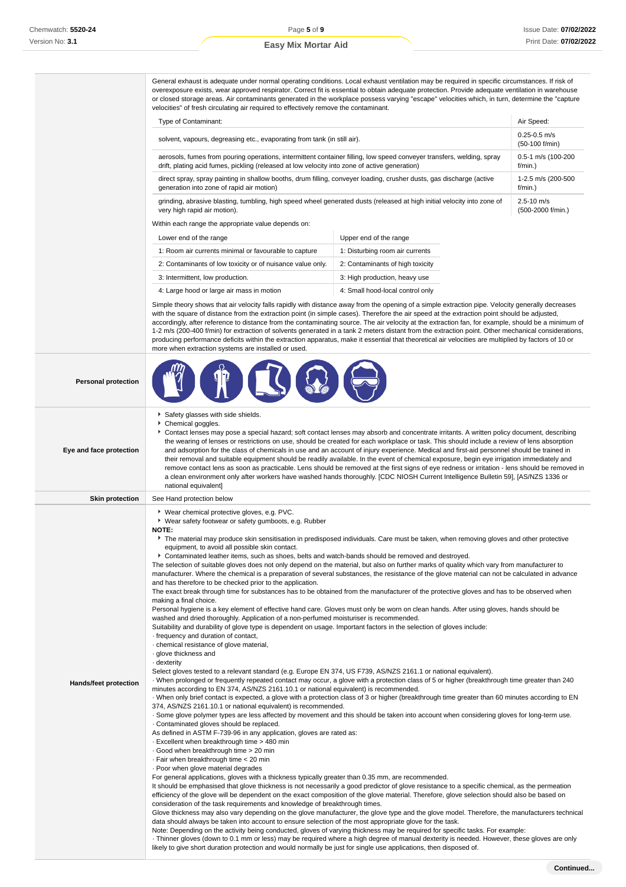General exhaust is adequate under normal operating conditions. Local exhaust ventilation may be required in specific circumstances. If risk of overexposure exists, wear approved respirator. Correct fit is essential to obtain adequate protection. Provide adequate ventilation in warehouse or closed storage areas. Air contaminants generated in the workplace possess varying "escape" velocities which, in turn, determine the "capture velocities" of fresh circulating air required to effectively remove the contaminant.

| Type of Contaminant: | Air Speed: |
|---|---|
| solvent, vapours, degreasing etc., evaporating from tank (in still air). | 0.25-0.5 m/s (50-100 f/min) |
| aerosols, fumes from pouring operations, intermittent container filling, low speed conveyer transfers, welding, spray drift, plating acid fumes, pickling (released at low velocity into zone of active generation) | 0.5-1 m/s (100-200 f/min.) |
| direct spray, spray painting in shallow booths, drum filling, conveyer loading, crusher dusts, gas discharge (active generation into zone of rapid air motion) | 1-2.5 m/s (200-500 f/min.) |
| grinding, abrasive blasting, tumbling, high speed wheel generated dusts (released at high initial velocity into zone of very high rapid air motion). | 2.5-10 m/s (500-2000 f/min.) |

Within each range the appropriate value depends on:

| Lower end of the range | Upper end of the range |
|---|---|
| 1: Room air currents minimal or favourable to capture | 1: Disturbing room air currents |
| 2: Contaminants of low toxicity or of nuisance value only. | 2: Contaminants of high toxicity |
| 3: Intermittent, low production. | 3: High production, heavy use |
| 4: Large hood or large air mass in motion | 4: Small hood-local control only |

Simple theory shows that air velocity falls rapidly with distance away from the opening of a simple extraction pipe. Velocity generally decreases with the square of distance from the extraction point (in simple cases). Therefore the air speed at the extraction point should be adjusted, accordingly, after reference to distance from the contaminating source. The air velocity at the extraction fan, for example, should be a minimum of 1-2 m/s (200-400 f/min) for extraction of solvents generated in a tank 2 meters distant from the extraction point. Other mechanical considerations, producing performance deficits within the extraction apparatus, make it essential that theoretical air velocities are multiplied by factors of 10 or more when extraction systems are installed or used.

**Personal protection**

**Eye and face protection**

- Safety glasses with side shields.
- Chemical goggles.
- Contact lenses may pose a special hazard; soft contact lenses may absorb and concentrate irritants. A written policy document, describing the wearing of lenses or restrictions on use, should be created for each workplace or task. This should include a review of lens absorption and adsorption for the class of chemicals in use and an account of injury experience. Medical and first-aid personnel should be trained in their removal and suitable equipment should be readily available. In the event of chemical exposure, begin eye irrigation immediately and remove contact lens as soon as practicable. Lens should be removed at the first signs of eye redness or irritation - lens should be removed in a clean environment only after workers have washed hands thoroughly. [CDC NIOSH Current Intelligence Bulletin 59], [AS/NZS 1336 or national equivalent]

**Skin protection**

See Hand protection below

**Hands/feet protection**

- Wear chemical protective gloves, e.g. PVC.
- Wear safety footwear or safety gumboots, e.g. Rubber

**NOTE:**

- The material may produce skin sensitisation in predisposed individuals. Care must be taken, when removing gloves and other protective equipment, to avoid all possible skin contact.
- Contaminated leather items, such as shoes, belts and watch-bands should be removed and destroyed.

The selection of suitable gloves does not only depend on the material, but also on further marks of quality which vary from manufacturer to manufacturer. Where the chemical is a preparation of several substances, the resistance of the glove material can not be calculated in advance and has therefore to be checked prior to the application.

The exact break through time for substances has to be obtained from the manufacturer of the protective gloves and has to be observed when making a final choice.

Personal hygiene is a key element of effective hand care. Gloves must only be worn on clean hands. After using gloves, hands should be washed and dried thoroughly. Application of a non-perfumed moisturiser is recommended.

Suitability and durability of glove type is dependent on usage. Important factors in the selection of gloves include:

· frequency and duration of contact,
· chemical resistance of glove material,
· glove thickness and
· dexterity

Select gloves tested to a relevant standard (e.g. Europe EN 374, US F739, AS/NZS 2161.1 or national equivalent).

· When prolonged or frequently repeated contact may occur, a glove with a protection class of 5 or higher (breakthrough time greater than 240 minutes according to EN 374, AS/NZS 2161.10.1 or national equivalent) is recommended.
· When only brief contact is expected, a glove with a protection class of 3 or higher (breakthrough time greater than 60 minutes according to EN 374, AS/NZS 2161.10.1 or national equivalent) is recommended.
· Some glove polymer types are less affected by movement and this should be taken into account when considering gloves for long-term use.
· Contaminated gloves should be replaced.

As defined in ASTM F-739-96 in any application, gloves are rated as:

· Excellent when breakthrough time > 480 min
· Good when breakthrough time > 20 min
· Fair when breakthrough time < 20 min
· Poor when glove material degrades

For general applications, gloves with a thickness typically greater than 0.35 mm, are recommended.

It should be emphasised that glove thickness is not necessarily a good predictor of glove resistance to a specific chemical, as the permeation efficiency of the glove will be dependent on the exact composition of the glove material. Therefore, glove selection should also be based on consideration of the task requirements and knowledge of breakthrough times.

Glove thickness may also vary depending on the glove manufacturer, the glove type and the glove model. Therefore, the manufacturers technical data should always be taken into account to ensure selection of the most appropriate glove for the task.

Note: Depending on the activity being conducted, gloves of varying thickness may be required for specific tasks. For example:

· Thinner gloves (down to 0.1 mm or less) may be required where a high degree of manual dexterity is needed. However, these gloves are only likely to give short duration protection and would normally be just for single use applications, then disposed of.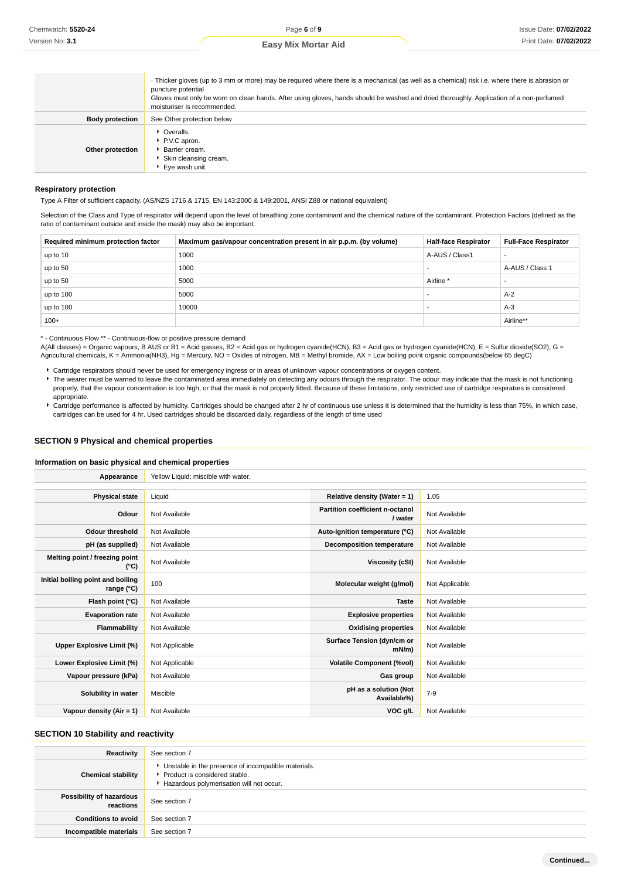| | |
|---|---|
| | · Thicker gloves (up to 3 mm or more) may be required where there is a mechanical (as well as a chemical) risk i.e. where there is abrasion or puncture potential<br>Gloves must only be worn on clean hands. After using gloves, hands should be washed and dried thoroughly. Application of a non-perfumed moisturiser is recommended. |
| **Body protection** | See Other protection below |
| **Other protection** | ▸ Overalls.<br>▸ P.V.C apron.<br>▸ Barrier cream.<br>▸ Skin cleansing cream.<br>▸ Eye wash unit. |

#### Respiratory protection

Type A Filter of sufficient capacity. (AS/NZS 1716 & 1715, EN 143:2000 & 149:2001, ANSI Z88 or national equivalent)

Selection of the Class and Type of respirator will depend upon the level of breathing zone contaminant and the chemical nature of the contaminant. Protection Factors (defined as the ratio of contaminant outside and inside the mask) may also be important.

| Required minimum protection factor | Maximum gas/vapour concentration present in air p.p.m. (by volume) | Half-face Respirator | Full-Face Respirator |
|---|---|---|---|
| up to 10 | 1000 | A-AUS / Class1 | - |
| up to 50 | 1000 | - | A-AUS / Class 1 |
| up to 50 | 5000 | Airline * | - |
| up to 100 | 5000 | - | A-2 |
| up to 100 | 10000 | - | A-3 |
| 100+ | | | Airline** |

\* - Continuous Flow ** - Continuous-flow or positive pressure demand
A(All classes) = Organic vapours, B AUS or B1 = Acid gasses, B2 = Acid gas or hydrogen cyanide(HCN), B3 = Acid gas or hydrogen cyanide(HCN), E = Sulfur dioxide($SO_2$), G = Agricultural chemicals, K = Ammonia($NH_3$), Hg = Mercury, NO = Oxides of nitrogen, MB = Methyl bromide, AX = Low boiling point organic compounds(below 65 degC)

- Cartridge respirators should never be used for emergency ingress or in areas of unknown vapour concentrations or oxygen content.
- The wearer must be warned to leave the contaminated area immediately on detecting any odours through the respirator. The odour may indicate that the mask is not functioning properly, that the vapour concentration is too high, or that the mask is not properly fitted. Because of these limitations, only restricted use of cartridge respirators is considered appropriate.
- Cartridge performance is affected by humidity. Cartridges should be changed after 2 hr of continuous use unless it is determined that the humidity is less than 75%, in which case, cartridges can be used for 4 hr. Used cartridges should be discarded daily, regardless of the length of time used

## SECTION 9 Physical and chemical properties

### Information on basic physical and chemical properties

| | | | |
|---|---|---|---|
| **Appearance** | Yellow Liquid; miscible with water. | | |
| **Physical state** | Liquid | **Relative density (Water = 1)** | 1.05 |
| **Odour** | Not Available | **Partition coefficient n-octanol / water** | Not Available |
| **Odour threshold** | Not Available | **Auto-ignition temperature (°C)** | Not Available |
| **pH (as supplied)** | Not Available | **Decomposition temperature** | Not Available |
| **Melting point / freezing point (°C)** | Not Available | **Viscosity (cSt)** | Not Available |
| **Initial boiling point and boiling range (°C)** | 100 | **Molecular weight (g/mol)** | Not Applicable |
| **Flash point (°C)** | Not Available | **Taste** | Not Available |
| **Evaporation rate** | Not Available | **Explosive properties** | Not Available |
| **Flammability** | Not Available | **Oxidising properties** | Not Available |
| **Upper Explosive Limit (%)** | Not Applicable | **Surface Tension (dyn/cm or mN/m)** | Not Available |
| **Lower Explosive Limit (%)** | Not Applicable | **Volatile Component (%vol)** | Not Available |
| **Vapour pressure (kPa)** | Not Available | **Gas group** | Not Available |
| **Solubility in water** | Miscible | **pH as a solution (Not Available%)** | 7-9 |
| **Vapour density (Air = 1)** | Not Available | **VOC g/L** | Not Available |

## SECTION 10 Stability and reactivity

| | |
|---|---|
| **Reactivity** | See section 7 |
| **Chemical stability** | ▸ Unstable in the presence of incompatible materials.<br>▸ Product is considered stable.<br>▸ Hazardous polymerisation will not occur. |
| **Possibility of hazardous reactions** | See section 7 |
| **Conditions to avoid** | See section 7 |
| **Incompatible materials** | See section 7 |

Continued...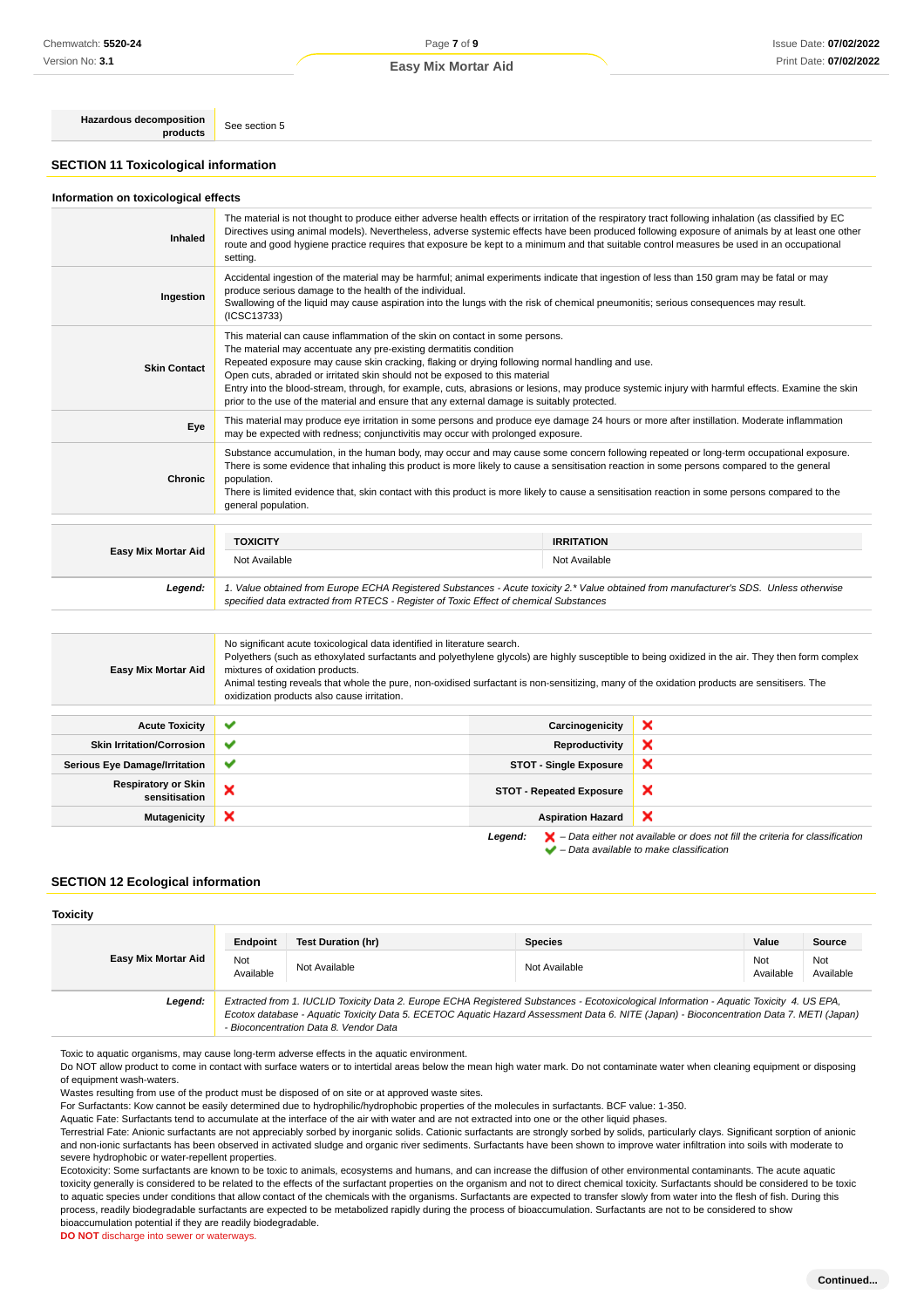| Hazardous decomposition products | See section 5 |
|---|---|

## SECTION 11 Toxicological information

### Information on toxicological effects

| | |
|---|---|
| **Inhaled** | The material is not thought to produce either adverse health effects or irritation of the respiratory tract following inhalation (as classified by EC Directives using animal models). Nevertheless, adverse systemic effects have been produced following exposure of animals by at least one other route and good hygiene practice requires that exposure be kept to a minimum and that suitable control measures be used in an occupational setting. |
| **Ingestion** | Accidental ingestion of the material may be harmful; animal experiments indicate that ingestion of less than 150 gram may be fatal or may produce serious damage to the health of the individual.<br>Swallowing of the liquid may cause aspiration into the lungs with the risk of chemical pneumonitis; serious consequences may result. (ICSC13733) |
| **Skin Contact** | This material can cause inflammation of the skin on contact in some persons.<br>The material may accentuate any pre-existing dermatitis condition<br>Repeated exposure may cause skin cracking, flaking or drying following normal handling and use.<br>Open cuts, abraded or irritated skin should not be exposed to this material<br>Entry into the blood-stream, through, for example, cuts, abrasions or lesions, may produce systemic injury with harmful effects. Examine the skin prior to the use of the material and ensure that any external damage is suitably protected. |
| **Eye** | This material may produce eye irritation in some persons and produce eye damage 24 hours or more after instillation. Moderate inflammation may be expected with redness; conjunctivitis may occur with prolonged exposure. |
| **Chronic** | Substance accumulation, in the human body, may occur and may cause some concern following repeated or long-term occupational exposure.<br>There is some evidence that inhaling this product is more likely to cause a sensitisation reaction in some persons compared to the general population.<br>There is limited evidence that, skin contact with this product is more likely to cause a sensitisation reaction in some persons compared to the general population. |

| | TOXICITY | IRRITATION |
|---|---|---|
| **Easy Mix Mortar Aid** | Not Available | Not Available |
| ***Legend:*** | *1. Value obtained from Europe ECHA Registered Substances - Acute toxicity 2.* Value obtained from manufacturer's SDS. Unless otherwise specified data extracted from RTECS - Register of Toxic Effect of chemical Substances* | |

| | |
|---|---|
| **Easy Mix Mortar Aid** | No significant acute toxicological data identified in literature search.<br>Polyethers (such as ethoxylated surfactants and polyethylene glycols) are highly susceptible to being oxidized in the air. They then form complex mixtures of oxidation products.<br>Animal testing reveals that whole the pure, non-oxidised surfactant is non-sensitizing, many of the oxidation products are sensitisers. The oxidization products also cause irritation. |

| | | | |
|---|---|---|---|
| **Acute Toxicity** | ✔ | **Carcinogenicity** | ✘ |
| **Skin Irritation/Corrosion** | ✔ | **Reproductivity** | ✘ |
| **Serious Eye Damage/Irritation** | ✔ | **STOT - Single Exposure** | ✘ |
| **Respiratory or Skin sensitisation** | ✘ | **STOT - Repeated Exposure** | ✘ |
| **Mutagenicity** | ✘ | **Aspiration Hazard** | ✘ |

***Legend:*** ✘ *– Data either not available or does not fill the criteria for classification*
✔ *– Data available to make classification*

## SECTION 12 Ecological information

### Toxicity

| | Endpoint | Test Duration (hr) | Species | Value | Source |
|---|---|---|---|---|---|
| **Easy Mix Mortar Aid** | Not Available | Not Available | Not Available | Not Available | Not Available |
| ***Legend:*** | *Extracted from 1. IUCLID Toxicity Data 2. Europe ECHA Registered Substances - Ecotoxicological Information - Aquatic Toxicity 4. US EPA, Ecotox database - Aquatic Toxicity Data 5. ECETOC Aquatic Hazard Assessment Data 6. NITE (Japan) - Bioconcentration Data 7. METI (Japan) - Bioconcentration Data 8. Vendor Data* | | | | |

Toxic to aquatic organisms, may cause long-term adverse effects in the aquatic environment.
Do NOT allow product to come in contact with surface waters or to intertidal areas below the mean high water mark. Do not contaminate water when cleaning equipment or disposing of equipment wash-waters.
Wastes resulting from use of the product must be disposed of on site or at approved waste sites.
For Surfactants: Kow cannot be easily determined due to hydrophilic/hydrophobic properties of the molecules in surfactants. BCF value: 1-350.
Aquatic Fate: Surfactants tend to accumulate at the interface of the air with water and are not extracted into one or the other liquid phases.
Terrestrial Fate: Anionic surfactants are not appreciably sorbed by inorganic solids. Cationic surfactants are strongly sorbed by solids, particularly clays. Significant sorption of anionic and non-ionic surfactants has been observed in activated sludge and organic river sediments. Surfactants have been shown to improve water infiltration into soils with moderate to severe hydrophobic or water-repellent properties.
Ecotoxicity: Some surfactants are known to be toxic to animals, ecosystems and humans, and can increase the diffusion of other environmental contaminants. The acute aquatic toxicity generally is considered to be related to the effects of the surfactant properties on the organism and not to direct chemical toxicity. Surfactants should be considered to be toxic to aquatic species under conditions that allow contact of the chemicals with the organisms. Surfactants are expected to transfer slowly from water into the flesh of fish. During this process, readily biodegradable surfactants are expected to be metabolized rapidly during the process of bioaccumulation. Surfactants are not to be considered to show bioaccumulation potential if they are readily biodegradable.
**DO NOT** discharge into sewer or waterways.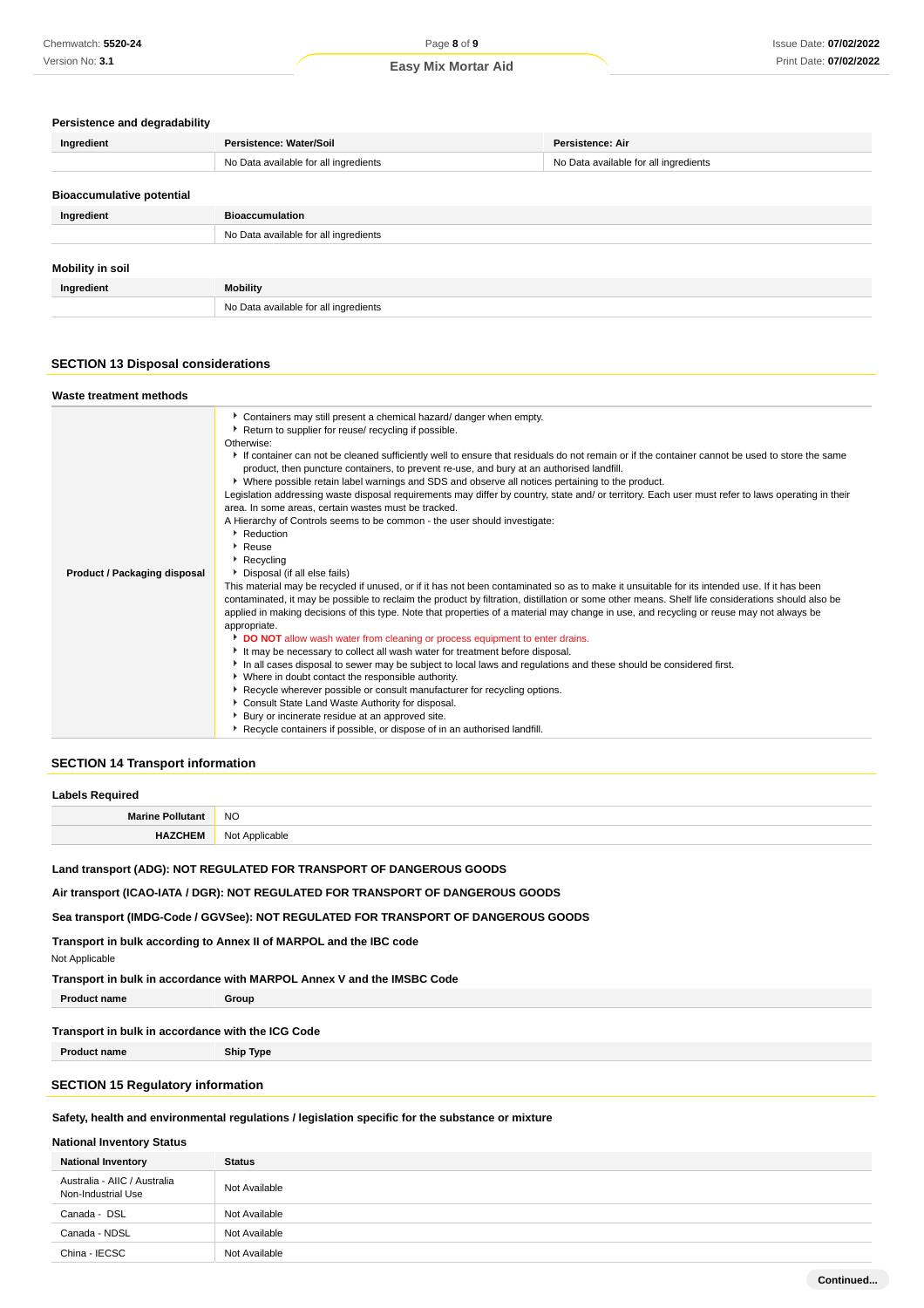### Persistence and degradability

| Ingredient | Persistence: Water/Soil | Persistence: Air |
|---|---|---|
| | No Data available for all ingredients | No Data available for all ingredients |

### Bioaccumulative potential

| Ingredient | Bioaccumulation |
|---|---|
| | No Data available for all ingredients |

### Mobility in soil

| Ingredient | Mobility |
|---|---|
| | No Data available for all ingredients |

## SECTION 13 Disposal considerations

### Waste treatment methods

| | |
|---|---|
| **Product / Packaging disposal** | ▸ Containers may still present a chemical hazard/ danger when empty.<br>▸ Return to supplier for reuse/ recycling if possible.<br>Otherwise:<br>▸ If container can not be cleaned sufficiently well to ensure that residuals do not remain or if the container cannot be used to store the same product, then puncture containers, to prevent re-use, and bury at an authorised landfill.<br>▸ Where possible retain label warnings and SDS and observe all notices pertaining to the product.<br>Legislation addressing waste disposal requirements may differ by country, state and/ or territory. Each user must refer to laws operating in their area. In some areas, certain wastes must be tracked.<br>A Hierarchy of Controls seems to be common - the user should investigate:<br>▸ Reduction<br>▸ Reuse<br>▸ Recycling<br>▸ Disposal (if all else fails)<br>This material may be recycled if unused, or if it has not been contaminated so as to make it unsuitable for its intended use. If it has been contaminated, it may be possible to reclaim the product by filtration, distillation or some other means. Shelf life considerations should also be applied in making decisions of this type. Note that properties of a material may change in use, and recycling or reuse may not always be appropriate.<br>▸ **DO NOT** allow wash water from cleaning or process equipment to enter drains.<br>▸ It may be necessary to collect all wash water for treatment before disposal.<br>▸ In all cases disposal to sewer may be subject to local laws and regulations and these should be considered first.<br>▸ Where in doubt contact the responsible authority.<br>▸ Recycle wherever possible or consult manufacturer for recycling options.<br>▸ Consult State Land Waste Authority for disposal.<br>▸ Bury or incinerate residue at an approved site.<br>▸ Recycle containers if possible, or dispose of in an authorised landfill. |

## SECTION 14 Transport information

### Labels Required

| | |
|---|---|
| **Marine Pollutant** | NO |
| **HAZCHEM** | Not Applicable |

**Land transport (ADG): NOT REGULATED FOR TRANSPORT OF DANGEROUS GOODS**

**Air transport (ICAO-IATA / DGR): NOT REGULATED FOR TRANSPORT OF DANGEROUS GOODS**

**Sea transport (IMDG-Code / GGVSee): NOT REGULATED FOR TRANSPORT OF DANGEROUS GOODS**

**Transport in bulk according to Annex II of MARPOL and the IBC code**

Not Applicable

**Transport in bulk in accordance with MARPOL Annex V and the IMSBC Code**

| Product name | Group |
|---|---|

**Transport in bulk in accordance with the ICG Code**

| Product name | Ship Type |
|---|---|

## SECTION 15 Regulatory information

**Safety, health and environmental regulations / legislation specific for the substance or mixture**

### National Inventory Status

| National Inventory | Status |
|---|---|
| Australia - AIIC / Australia Non-Industrial Use | Not Available |
| Canada - DSL | Not Available |
| Canada - NDSL | Not Available |
| China - IECSC | Not Available |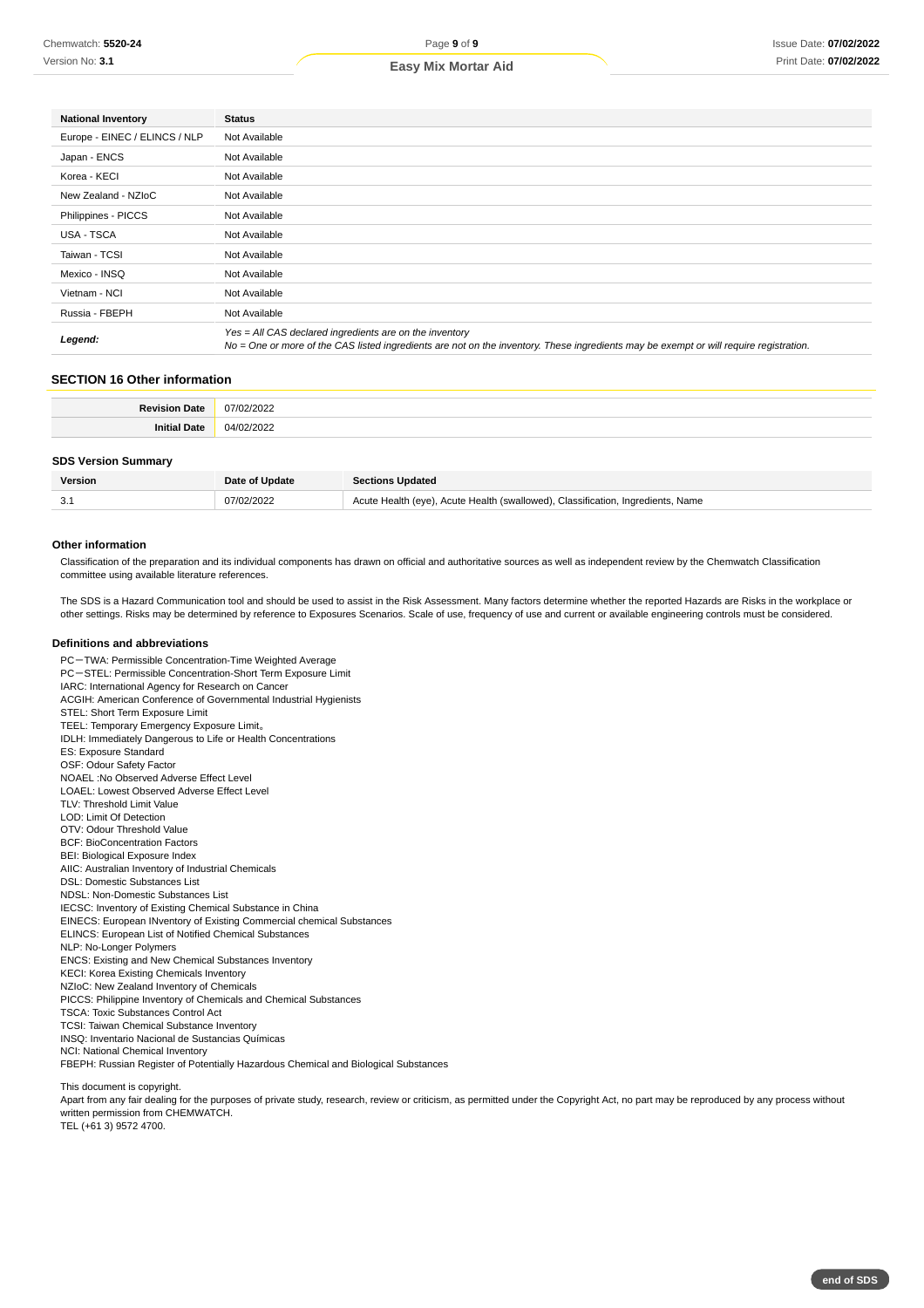| National Inventory | Status |
| --- | --- |
| Europe - EINEC / ELINCS / NLP | Not Available |
| Japan - ENCS | Not Available |
| Korea - KECI | Not Available |
| New Zealand - NZIoC | Not Available |
| Philippines - PICCS | Not Available |
| USA - TSCA | Not Available |
| Taiwan - TCSI | Not Available |
| Mexico - INSQ | Not Available |
| Vietnam - NCI | Not Available |
| Russia - FBEPH | Not Available |
| ***Legend:*** | *Yes = All CAS declared ingredients are on the inventory*<br>*No = One or more of the CAS listed ingredients are not on the inventory. These ingredients may be exempt or will require registration.* |

## SECTION 16 Other information

| | |
| --- | --- |
| **Revision Date** | 07/02/2022 |
| **Initial Date** | 04/02/2022 |

### SDS Version Summary

| Version | Date of Update | Sections Updated |
| --- | --- | --- |
| 3.1 | 07/02/2022 | Acute Health (eye), Acute Health (swallowed), Classification, Ingredients, Name |

### Other information

Classification of the preparation and its individual components has drawn on official and authoritative sources as well as independent review by the Chemwatch Classification committee using available literature references.

The SDS is a Hazard Communication tool and should be used to assist in the Risk Assessment. Many factors determine whether the reported Hazards are Risks in the workplace or other settings. Risks may be determined by reference to Exposures Scenarios. Scale of use, frequency of use and current or available engineering controls must be considered.

### Definitions and abbreviations

PC－TWA: Permissible Concentration-Time Weighted Average
PC－STEL: Permissible Concentration-Short Term Exposure Limit
IARC: International Agency for Research on Cancer
ACGIH: American Conference of Governmental Industrial Hygienists
STEL: Short Term Exposure Limit
TEEL: Temporary Emergency Exposure Limit。
IDLH: Immediately Dangerous to Life or Health Concentrations
ES: Exposure Standard
OSF: Odour Safety Factor
NOAEL :No Observed Adverse Effect Level
LOAEL: Lowest Observed Adverse Effect Level
TLV: Threshold Limit Value
LOD: Limit Of Detection
OTV: Odour Threshold Value
BCF: BioConcentration Factors
BEI: Biological Exposure Index
AIIC: Australian Inventory of Industrial Chemicals
DSL: Domestic Substances List
NDSL: Non-Domestic Substances List
IECSC: Inventory of Existing Chemical Substance in China
EINECS: European INventory of Existing Commercial chemical Substances
ELINCS: European List of Notified Chemical Substances
NLP: No-Longer Polymers
ENCS: Existing and New Chemical Substances Inventory
KECI: Korea Existing Chemicals Inventory
NZIoC: New Zealand Inventory of Chemicals
PICCS: Philippine Inventory of Chemicals and Chemical Substances
TSCA: Toxic Substances Control Act
TCSI: Taiwan Chemical Substance Inventory
INSQ: Inventario Nacional de Sustancias Químicas
NCI: National Chemical Inventory
FBEPH: Russian Register of Potentially Hazardous Chemical and Biological Substances

This document is copyright.
Apart from any fair dealing for the purposes of private study, research, review or criticism, as permitted under the Copyright Act, no part may be reproduced by any process without written permission from CHEMWATCH.
TEL (+61 3) 9572 4700.

end of SDS